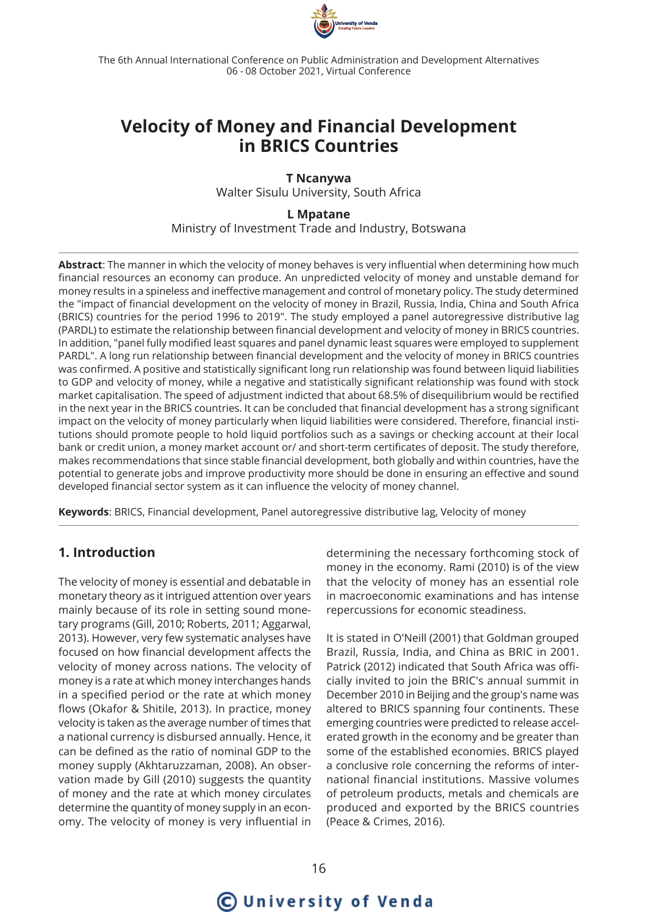# Velocity of Money and Financial Development in BRICS Countries

**T Ncanywa**
Walter Sisulu University, South Africa

**L Mpatane**
Ministry of Investment Trade and Industry, Botswana

**Abstract**: The manner in which the velocity of money behaves is very influential when determining how much financial resources an economy can produce. An unpredicted velocity of money and unstable demand for money results in a spineless and ineffective management and control of monetary policy. The study determined the "impact of financial development on the velocity of money in Brazil, Russia, India, China and South Africa (BRICS) countries for the period 1996 to 2019". The study employed a panel autoregressive distributive lag (PARDL) to estimate the relationship between financial development and velocity of money in BRICS countries. In addition, "panel fully modified least squares and panel dynamic least squares were employed to supplement PARDL". A long run relationship between financial development and the velocity of money in BRICS countries was confirmed. A positive and statistically significant long run relationship was found between liquid liabilities to GDP and velocity of money, while a negative and statistically significant relationship was found with stock market capitalisation. The speed of adjustment indicted that about 68.5% of disequilibrium would be rectified in the next year in the BRICS countries. It can be concluded that financial development has a strong significant impact on the velocity of money particularly when liquid liabilities were considered. Therefore, financial institutions should promote people to hold liquid portfolios such as a savings or checking account at their local bank or credit union, a money market account or/ and short-term certificates of deposit. The study therefore, makes recommendations that since stable financial development, both globally and within countries, have the potential to generate jobs and improve productivity more should be done in ensuring an effective and sound developed financial sector system as it can influence the velocity of money channel.

**Keywords**: BRICS, Financial development, Panel autoregressive distributive lag, Velocity of money

## 1. Introduction

The velocity of money is essential and debatable in monetary theory as it intrigued attention over years mainly because of its role in setting sound monetary programs (Gill, 2010; Roberts, 2011; Aggarwal, 2013). However, very few systematic analyses have focused on how financial development affects the velocity of money across nations. The velocity of money is a rate at which money interchanges hands in a specified period or the rate at which money flows (Okafor & Shitile, 2013). In practice, money velocity is taken as the average number of times that a national currency is disbursed annually. Hence, it can be defined as the ratio of nominal GDP to the money supply (Akhtaruzzaman, 2008). An observation made by Gill (2010) suggests the quantity of money and the rate at which money circulates determine the quantity of money supply in an economy. The velocity of money is very influential in determining the necessary forthcoming stock of money in the economy. Rami (2010) is of the view that the velocity of money has an essential role in macroeconomic examinations and has intense repercussions for economic steadiness.

It is stated in O'Neill (2001) that Goldman grouped Brazil, Russia, India, and China as BRIC in 2001. Patrick (2012) indicated that South Africa was officially invited to join the BRIC's annual summit in December 2010 in Beijing and the group's name was altered to BRICS spanning four continents. These emerging countries were predicted to release accelerated growth in the economy and be greater than some of the established economies. BRICS played a conclusive role concerning the reforms of international financial institutions. Massive volumes of petroleum products, metals and chemicals are produced and exported by the BRICS countries (Peace & Crimes, 2016).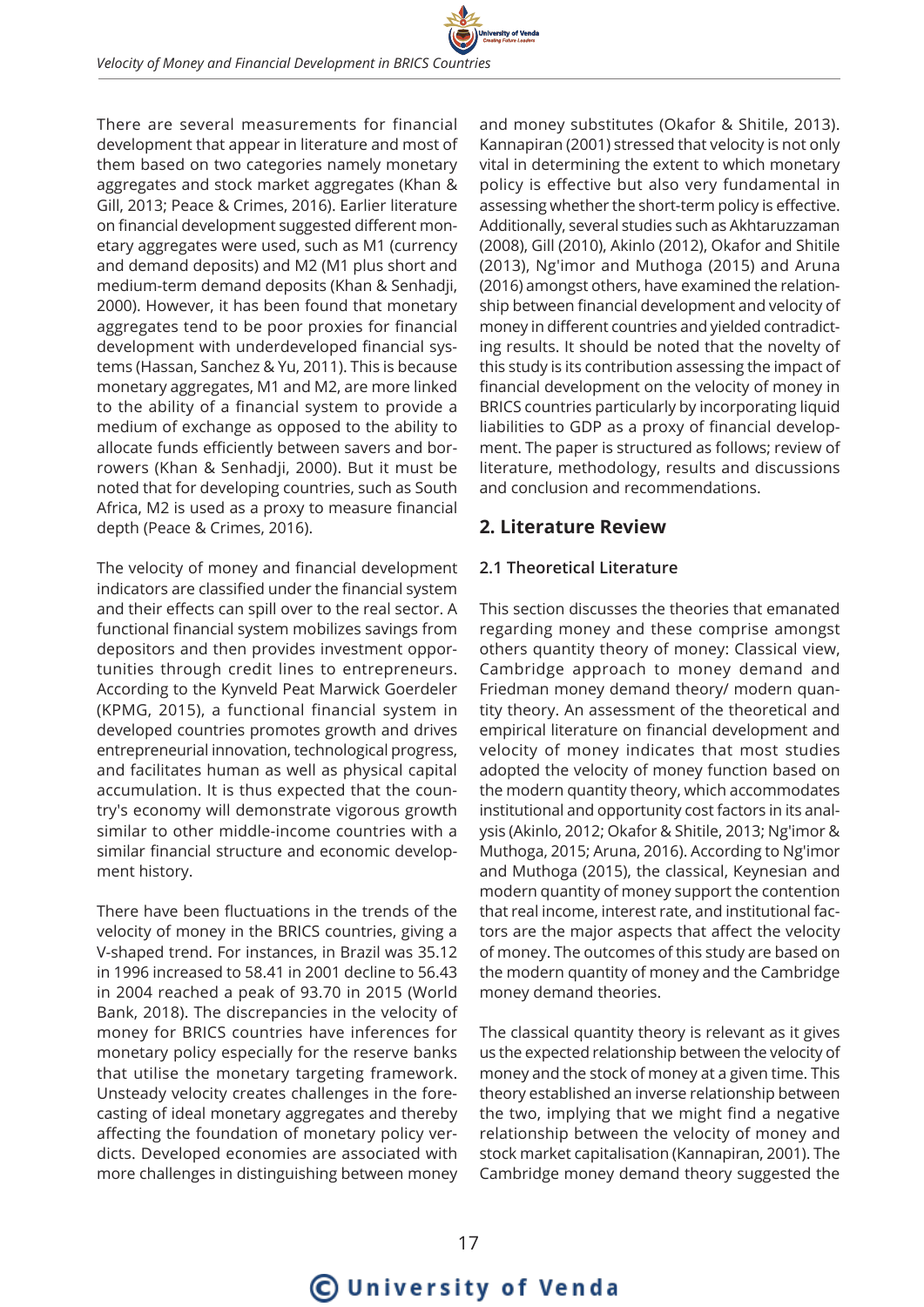There are several measurements for financial development that appear in literature and most of them based on two categories namely monetary aggregates and stock market aggregates (Khan & Gill, 2013; Peace & Crimes, 2016). Earlier literature on financial development suggested different monetary aggregates were used, such as M1 (currency and demand deposits) and M2 (M1 plus short and medium-term demand deposits (Khan & Senhadji, 2000). However, it has been found that monetary aggregates tend to be poor proxies for financial development with underdeveloped financial systems (Hassan, Sanchez & Yu, 2011). This is because monetary aggregates, M1 and M2, are more linked to the ability of a financial system to provide a medium of exchange as opposed to the ability to allocate funds efficiently between savers and borrowers (Khan & Senhadji, 2000). But it must be noted that for developing countries, such as South Africa, M2 is used as a proxy to measure financial depth (Peace & Crimes, 2016).

The velocity of money and financial development indicators are classified under the financial system and their effects can spill over to the real sector. A functional financial system mobilizes savings from depositors and then provides investment opportunities through credit lines to entrepreneurs. According to the Kynveld Peat Marwick Goerdeler (KPMG, 2015), a functional financial system in developed countries promotes growth and drives entrepreneurial innovation, technological progress, and facilitates human as well as physical capital accumulation. It is thus expected that the country's economy will demonstrate vigorous growth similar to other middle-income countries with a similar financial structure and economic development history.

There have been fluctuations in the trends of the velocity of money in the BRICS countries, giving a V-shaped trend. For instances, in Brazil was 35.12 in 1996 increased to 58.41 in 2001 decline to 56.43 in 2004 reached a peak of 93.70 in 2015 (World Bank, 2018). The discrepancies in the velocity of money for BRICS countries have inferences for monetary policy especially for the reserve banks that utilise the monetary targeting framework. Unsteady velocity creates challenges in the forecasting of ideal monetary aggregates and thereby affecting the foundation of monetary policy verdicts. Developed economies are associated with more challenges in distinguishing between money and money substitutes (Okafor & Shitile, 2013). Kannapiran (2001) stressed that velocity is not only vital in determining the extent to which monetary policy is effective but also very fundamental in assessing whether the short-term policy is effective. Additionally, several studies such as Akhtaruzzaman (2008), Gill (2010), Akinlo (2012), Okafor and Shitile (2013), Ng'imor and Muthoga (2015) and Aruna (2016) amongst others, have examined the relationship between financial development and velocity of money in different countries and yielded contradicting results. It should be noted that the novelty of this study is its contribution assessing the impact of financial development on the velocity of money in BRICS countries particularly by incorporating liquid liabilities to GDP as a proxy of financial development. The paper is structured as follows; review of literature, methodology, results and discussions and conclusion and recommendations.

## 2. Literature Review

### 2.1 Theoretical Literature

This section discusses the theories that emanated regarding money and these comprise amongst others quantity theory of money: Classical view, Cambridge approach to money demand and Friedman money demand theory/ modern quantity theory. An assessment of the theoretical and empirical literature on financial development and velocity of money indicates that most studies adopted the velocity of money function based on the modern quantity theory, which accommodates institutional and opportunity cost factors in its analysis (Akinlo, 2012; Okafor & Shitile, 2013; Ng'imor & Muthoga, 2015; Aruna, 2016). According to Ng'imor and Muthoga (2015), the classical, Keynesian and modern quantity of money support the contention that real income, interest rate, and institutional factors are the major aspects that affect the velocity of money. The outcomes of this study are based on the modern quantity of money and the Cambridge money demand theories.

The classical quantity theory is relevant as it gives us the expected relationship between the velocity of money and the stock of money at a given time. This theory established an inverse relationship between the two, implying that we might find a negative relationship between the velocity of money and stock market capitalisation (Kannapiran, 2001). The Cambridge money demand theory suggested the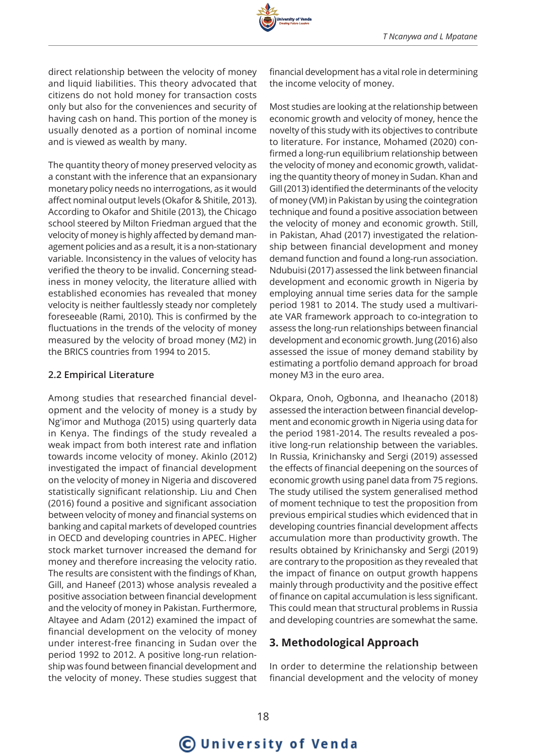direct relationship between the velocity of money and liquid liabilities. This theory advocated that citizens do not hold money for transaction costs only but also for the conveniences and security of having cash on hand. This portion of the money is usually denoted as a portion of nominal income and is viewed as wealth by many.

The quantity theory of money preserved velocity as a constant with the inference that an expansionary monetary policy needs no interrogations, as it would affect nominal output levels (Okafor & Shitile, 2013). According to Okafor and Shitile (2013), the Chicago school steered by Milton Friedman argued that the velocity of money is highly affected by demand management policies and as a result, it is a non-stationary variable. Inconsistency in the values of velocity has verified the theory to be invalid. Concerning steadiness in money velocity, the literature allied with established economies has revealed that money velocity is neither faultlessly steady nor completely foreseeable (Rami, 2010). This is confirmed by the fluctuations in the trends of the velocity of money measured by the velocity of broad money (M2) in the BRICS countries from 1994 to 2015.

### 2.2 Empirical Literature

Among studies that researched financial development and the velocity of money is a study by Ng'imor and Muthoga (2015) using quarterly data in Kenya. The findings of the study revealed a weak impact from both interest rate and inflation towards income velocity of money. Akinlo (2012) investigated the impact of financial development on the velocity of money in Nigeria and discovered statistically significant relationship. Liu and Chen (2016) found a positive and significant association between velocity of money and financial systems on banking and capital markets of developed countries in OECD and developing countries in APEC. Higher stock market turnover increased the demand for money and therefore increasing the velocity ratio. The results are consistent with the findings of Khan, Gill, and Haneef (2013) whose analysis revealed a positive association between financial development and the velocity of money in Pakistan. Furthermore, Altayee and Adam (2012) examined the impact of financial development on the velocity of money under interest-free financing in Sudan over the period 1992 to 2012. A positive long-run relationship was found between financial development and the velocity of money. These studies suggest that financial development has a vital role in determining the income velocity of money.

Most studies are looking at the relationship between economic growth and velocity of money, hence the novelty of this study with its objectives to contribute to literature. For instance, Mohamed (2020) confirmed a long-run equilibrium relationship between the velocity of money and economic growth, validating the quantity theory of money in Sudan. Khan and Gill (2013) identified the determinants of the velocity of money (VM) in Pakistan by using the cointegration technique and found a positive association between the velocity of money and economic growth. Still, in Pakistan, Ahad (2017) investigated the relationship between financial development and money demand function and found a long-run association. Ndubuisi (2017) assessed the link between financial development and economic growth in Nigeria by employing annual time series data for the sample period 1981 to 2014. The study used a multivariate VAR framework approach to co-integration to assess the long-run relationships between financial development and economic growth. Jung (2016) also assessed the issue of money demand stability by estimating a portfolio demand approach for broad money M3 in the euro area.

Okpara, Onoh, Ogbonna, and Iheanacho (2018) assessed the interaction between financial development and economic growth in Nigeria using data for the period 1981-2014. The results revealed a positive long-run relationship between the variables. In Russia, Krinichansky and Sergi (2019) assessed the effects of financial deepening on the sources of economic growth using panel data from 75 regions. The study utilised the system generalised method of moment technique to test the proposition from previous empirical studies which evidenced that in developing countries financial development affects accumulation more than productivity growth. The results obtained by Krinichansky and Sergi (2019) are contrary to the proposition as they revealed that the impact of finance on output growth happens mainly through productivity and the positive effect of finance on capital accumulation is less significant. This could mean that structural problems in Russia and developing countries are somewhat the same.

## 3. Methodological Approach

In order to determine the relationship between financial development and the velocity of money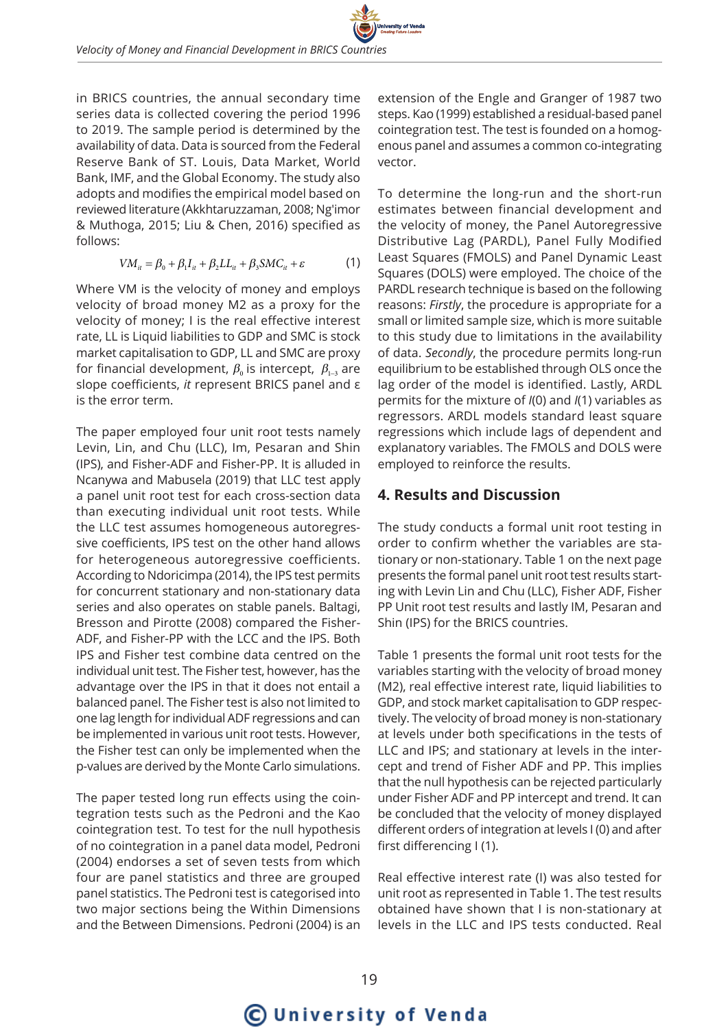in BRICS countries, the annual secondary time series data is collected covering the period 1996 to 2019. The sample period is determined by the availability of data. Data is sourced from the Federal Reserve Bank of ST. Louis, Data Market, World Bank, IMF, and the Global Economy. The study also adopts and modifies the empirical model based on reviewed literature (Akkhtaruzzaman, 2008; Ng'imor & Muthoga, 2015; Liu & Chen, 2016) specified as follows:

$$VM_{it} = \beta_0 + \beta_1 I_{it} + \beta_2 LL_{it} + \beta_3 SMC_{it} + \varepsilon \qquad (1)$$

Where VM is the velocity of money and employs velocity of broad money M2 as a proxy for the velocity of money; I is the real effective interest rate, LL is Liquid liabilities to GDP and SMC is stock market capitalisation to GDP, LL and SMC are proxy for financial development, $\beta_0$ is intercept, $\beta_{1-3}$ are slope coefficients, *it* represent BRICS panel and ε is the error term.

The paper employed four unit root tests namely Levin, Lin, and Chu (LLC), Im, Pesaran and Shin (IPS), and Fisher-ADF and Fisher-PP. It is alluded in Ncanywa and Mabusela (2019) that LLC test apply a panel unit root test for each cross-section data than executing individual unit root tests. While the LLC test assumes homogeneous autoregressive coefficients, IPS test on the other hand allows for heterogeneous autoregressive coefficients. According to Ndoricimpa (2014), the IPS test permits for concurrent stationary and non-stationary data series and also operates on stable panels. Baltagi, Bresson and Pirotte (2008) compared the Fisher-ADF, and Fisher-PP with the LCC and the IPS. Both IPS and Fisher test combine data centred on the individual unit test. The Fisher test, however, has the advantage over the IPS in that it does not entail a balanced panel. The Fisher test is also not limited to one lag length for individual ADF regressions and can be implemented in various unit root tests. However, the Fisher test can only be implemented when the p-values are derived by the Monte Carlo simulations.

The paper tested long run effects using the cointegration tests such as the Pedroni and the Kao cointegration test. To test for the null hypothesis of no cointegration in a panel data model, Pedroni (2004) endorses a set of seven tests from which four are panel statistics and three are grouped panel statistics. The Pedroni test is categorised into two major sections being the Within Dimensions and the Between Dimensions. Pedroni (2004) is an extension of the Engle and Granger of 1987 two steps. Kao (1999) established a residual-based panel cointegration test. The test is founded on a homogenous panel and assumes a common co-integrating vector.

To determine the long-run and the short-run estimates between financial development and the velocity of money, the Panel Autoregressive Distributive Lag (PARDL), Panel Fully Modified Least Squares (FMOLS) and Panel Dynamic Least Squares (DOLS) were employed. The choice of the PARDL research technique is based on the following reasons: *Firstly*, the procedure is appropriate for a small or limited sample size, which is more suitable to this study due to limitations in the availability of data. *Secondly*, the procedure permits long-run equilibrium to be established through OLS once the lag order of the model is identified. Lastly, ARDL permits for the mixture of *I*(0) and *I*(1) variables as regressors. ARDL models standard least square regressions which include lags of dependent and explanatory variables. The FMOLS and DOLS were employed to reinforce the results.

## 4. Results and Discussion

The study conducts a formal unit root testing in order to confirm whether the variables are stationary or non-stationary. Table 1 on the next page presents the formal panel unit root test results starting with Levin Lin and Chu (LLC), Fisher ADF, Fisher PP Unit root test results and lastly IM, Pesaran and Shin (IPS) for the BRICS countries.

Table 1 presents the formal unit root tests for the variables starting with the velocity of broad money (M2), real effective interest rate, liquid liabilities to GDP, and stock market capitalisation to GDP respectively. The velocity of broad money is non-stationary at levels under both specifications in the tests of LLC and IPS; and stationary at levels in the intercept and trend of Fisher ADF and PP. This implies that the null hypothesis can be rejected particularly under Fisher ADF and PP intercept and trend. It can be concluded that the velocity of money displayed different orders of integration at levels I (0) and after first differencing I (1).

Real effective interest rate (I) was also tested for unit root as represented in Table 1. The test results obtained have shown that I is non-stationary at levels in the LLC and IPS tests conducted. Real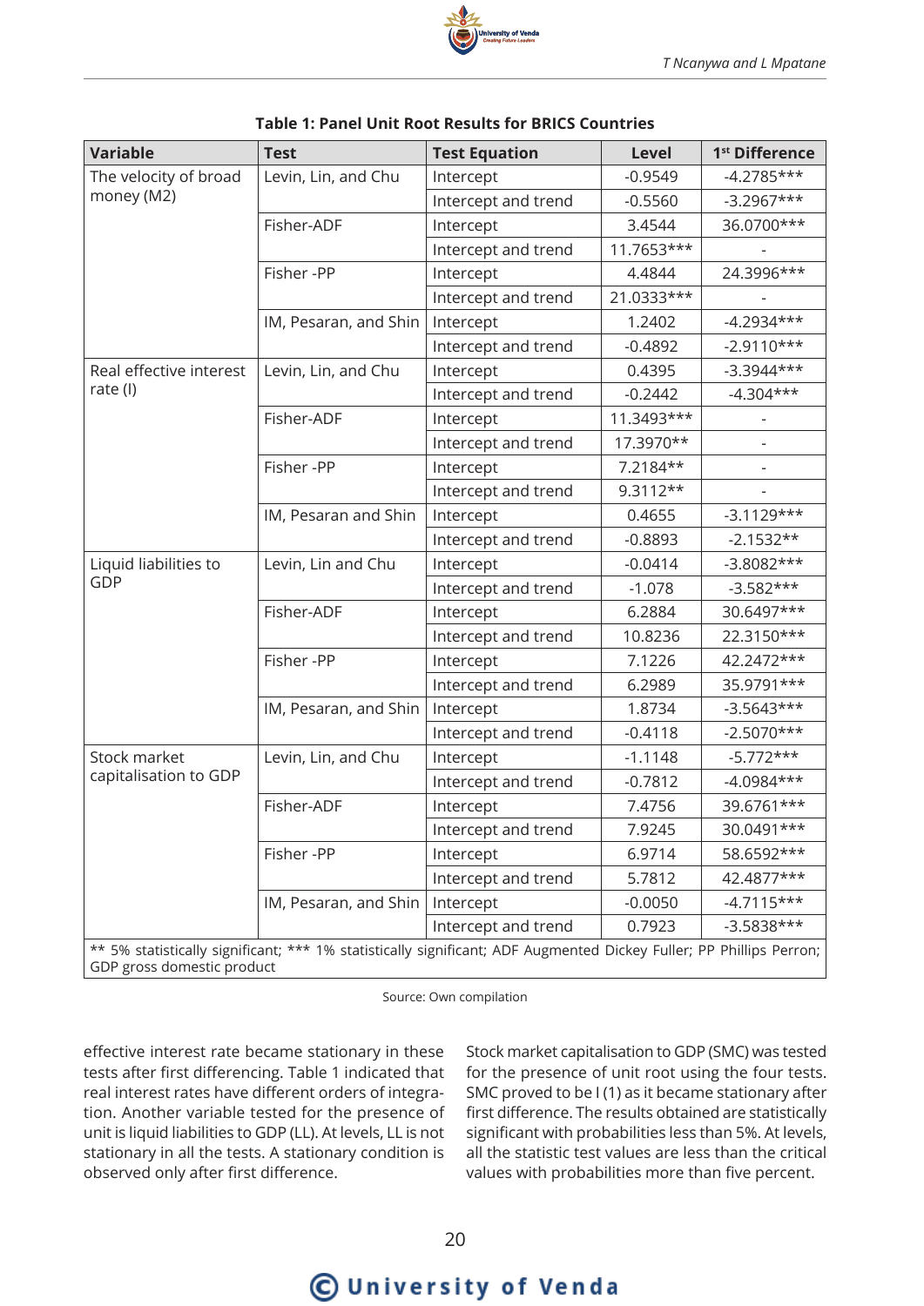**Table 1: Panel Unit Root Results for BRICS Countries**

| Variable | Test | Test Equation | Level | 1st Difference |
|---|---|---|---|---|
| The velocity of broad money (M2) | Levin, Lin, and Chu | Intercept | -0.9549 | -4.2785*** |
| | | Intercept and trend | -0.5560 | -3.2967*** |
| | Fisher-ADF | Intercept | 3.4544 | 36.0700*** |
| | | Intercept and trend | 11.7653*** | - |
| | Fisher -PP | Intercept | 4.4844 | 24.3996*** |
| | | Intercept and trend | 21.0333*** | - |
| | IM, Pesaran, and Shin | Intercept | 1.2402 | -4.2934*** |
| | | Intercept and trend | -0.4892 | -2.9110*** |
| Real effective interest rate (I) | Levin, Lin, and Chu | Intercept | 0.4395 | -3.3944*** |
| | | Intercept and trend | -0.2442 | -4.304*** |
| | Fisher-ADF | Intercept | 11.3493*** | - |
| | | Intercept and trend | 17.3970** | - |
| | Fisher -PP | Intercept | 7.2184** | - |
| | | Intercept and trend | 9.3112** | - |
| | IM, Pesaran and Shin | Intercept | 0.4655 | -3.1129*** |
| | | Intercept and trend | -0.8893 | -2.1532** |
| Liquid liabilities to GDP | Levin, Lin and Chu | Intercept | -0.0414 | -3.8082*** |
| | | Intercept and trend | -1.078 | -3.582*** |
| | Fisher-ADF | Intercept | 6.2884 | 30.6497*** |
| | | Intercept and trend | 10.8236 | 22.3150*** |
| | Fisher -PP | Intercept | 7.1226 | 42.2472*** |
| | | Intercept and trend | 6.2989 | 35.9791*** |
| | IM, Pesaran, and Shin | Intercept | 1.8734 | -3.5643*** |
| | | Intercept and trend | -0.4118 | -2.5070*** |
| Stock market capitalisation to GDP | Levin, Lin, and Chu | Intercept | -1.1148 | -5.772*** |
| | | Intercept and trend | -0.7812 | -4.0984*** |
| | Fisher-ADF | Intercept | 7.4756 | 39.6761*** |
| | | Intercept and trend | 7.9245 | 30.0491*** |
| | Fisher -PP | Intercept | 6.9714 | 58.6592*** |
| | | Intercept and trend | 5.7812 | 42.4877*** |
| | IM, Pesaran, and Shin | Intercept | -0.0050 | -4.7115*** |
| | | Intercept and trend | 0.7923 | -3.5838*** |

** 5% statistically significant; *** 1% statistically significant; ADF Augmented Dickey Fuller; PP Phillips Perron; GDP gross domestic product

Source: Own compilation

effective interest rate became stationary in these tests after first differencing. Table 1 indicated that real interest rates have different orders of integration. Another variable tested for the presence of unit is liquid liabilities to GDP (LL). At levels, LL is not stationary in all the tests. A stationary condition is observed only after first difference.

Stock market capitalisation to GDP (SMC) was tested for the presence of unit root using the four tests. SMC proved to be I (1) as it became stationary after first difference. The results obtained are statistically significant with probabilities less than 5%. At levels, all the statistic test values are less than the critical values with probabilities more than five percent.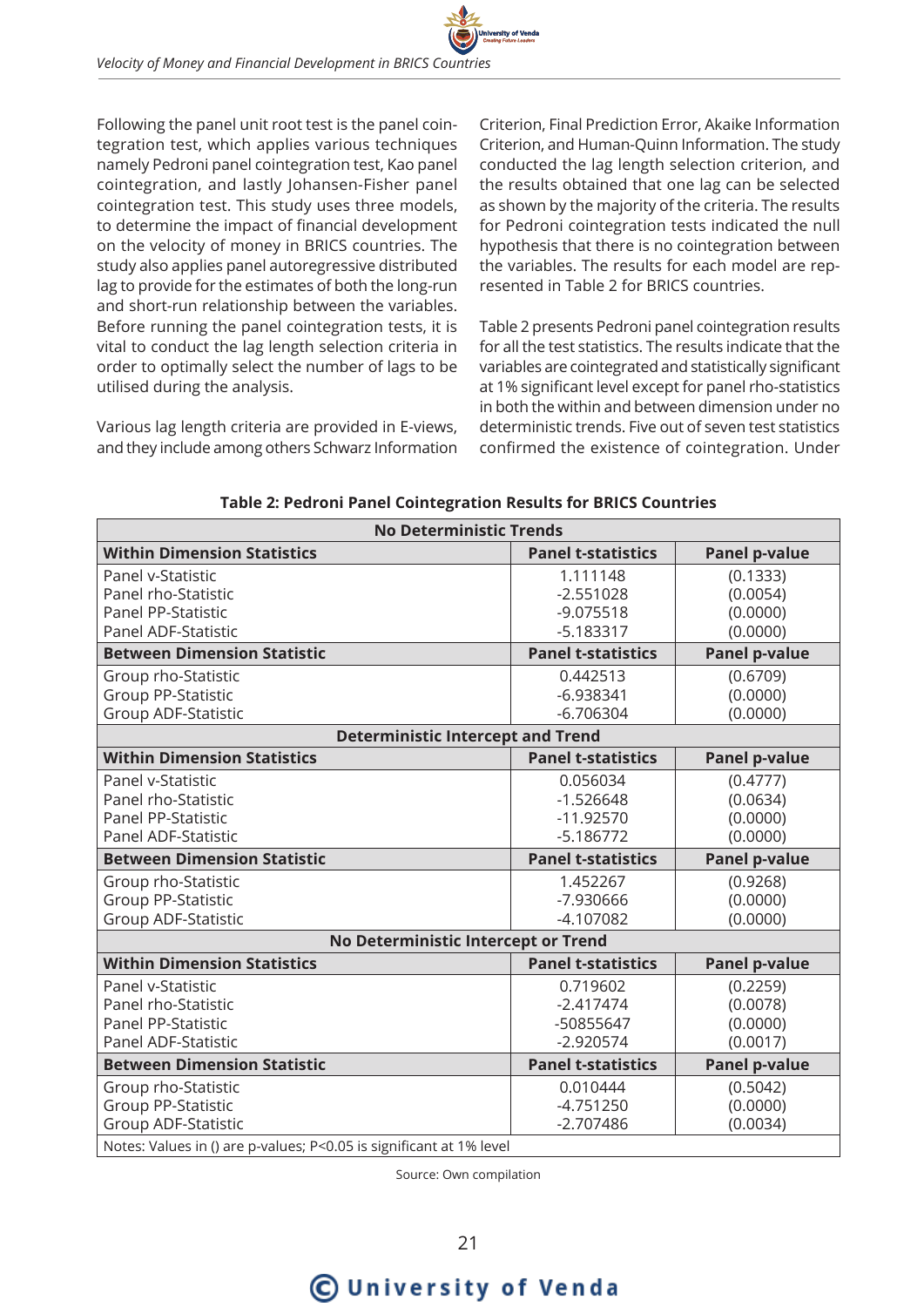Following the panel unit root test is the panel cointegration test, which applies various techniques namely Pedroni panel cointegration test, Kao panel cointegration, and lastly Johansen-Fisher panel cointegration test. This study uses three models, to determine the impact of financial development on the velocity of money in BRICS countries. The study also applies panel autoregressive distributed lag to provide for the estimates of both the long-run and short-run relationship between the variables. Before running the panel cointegration tests, it is vital to conduct the lag length selection criteria in order to optimally select the number of lags to be utilised during the analysis.

Various lag length criteria are provided in E-views, and they include among others Schwarz Information Criterion, Final Prediction Error, Akaike Information Criterion, and Human-Quinn Information. The study conducted the lag length selection criterion, and the results obtained that one lag can be selected as shown by the majority of the criteria. The results for Pedroni cointegration tests indicated the null hypothesis that there is no cointegration between the variables. The results for each model are represented in Table 2 for BRICS countries.

Table 2 presents Pedroni panel cointegration results for all the test statistics. The results indicate that the variables are cointegrated and statistically significant at 1% significant level except for panel rho-statistics in both the within and between dimension under no deterministic trends. Five out of seven test statistics confirmed the existence of cointegration. Under

**Table 2: Pedroni Panel Cointegration Results for BRICS Countries**

| **No Deterministic Trends** | | |
|---|---|---|
| **Within Dimension Statistics** | **Panel t-statistics** | **Panel p-value** |
| Panel v-Statistic | 1.111148 | (0.1333) |
| Panel rho-Statistic | -2.551028 | (0.0054) |
| Panel PP-Statistic | -9.075518 | (0.0000) |
| Panel ADF-Statistic | -5.183317 | (0.0000) |
| **Between Dimension Statistic** | **Panel t-statistics** | **Panel p-value** |
| Group rho-Statistic | 0.442513 | (0.6709) |
| Group PP-Statistic | -6.938341 | (0.0000) |
| Group ADF-Statistic | -6.706304 | (0.0000) |
| **Deterministic Intercept and Trend** | | |
| **Within Dimension Statistics** | **Panel t-statistics** | **Panel p-value** |
| Panel v-Statistic | 0.056034 | (0.4777) |
| Panel rho-Statistic | -1.526648 | (0.0634) |
| Panel PP-Statistic | -11.92570 | (0.0000) |
| Panel ADF-Statistic | -5.186772 | (0.0000) |
| **Between Dimension Statistic** | **Panel t-statistics** | **Panel p-value** |
| Group rho-Statistic | 1.452267 | (0.9268) |
| Group PP-Statistic | -7.930666 | (0.0000) |
| Group ADF-Statistic | -4.107082 | (0.0000) |
| **No Deterministic Intercept or Trend** | | |
| **Within Dimension Statistics** | **Panel t-statistics** | **Panel p-value** |
| Panel v-Statistic | 0.719602 | (0.2259) |
| Panel rho-Statistic | -2.417474 | (0.0078) |
| Panel PP-Statistic | -50855647 | (0.0000) |
| Panel ADF-Statistic | -2.920574 | (0.0017) |
| **Between Dimension Statistic** | **Panel t-statistics** | **Panel p-value** |
| Group rho-Statistic | 0.010444 | (0.5042) |
| Group PP-Statistic | -4.751250 | (0.0000) |
| Group ADF-Statistic | -2.707486 | (0.0034) |
| Notes: Values in () are p-values; P<0.05 is significant at 1% level | | |

Source: Own compilation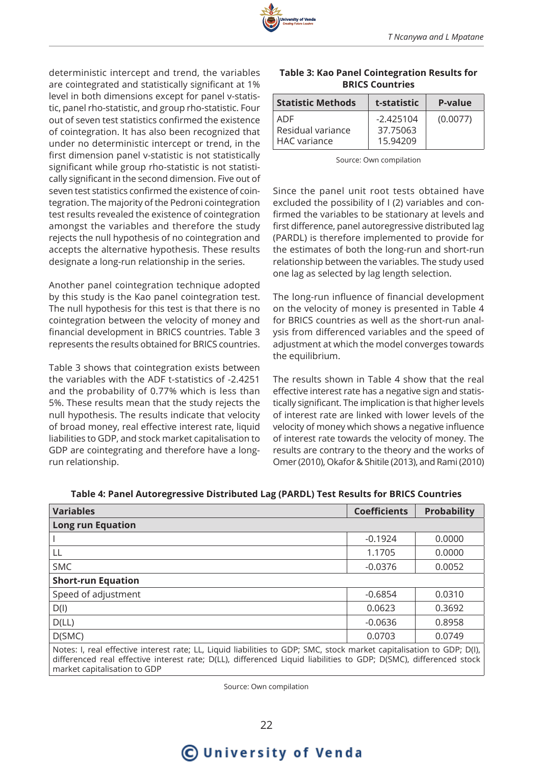deterministic intercept and trend, the variables are cointegrated and statistically significant at 1% level in both dimensions except for panel v-statistic, panel rho-statistic, and group rho-statistic. Four out of seven test statistics confirmed the existence of cointegration. It has also been recognized that under no deterministic intercept or trend, in the first dimension panel v-statistic is not statistically significant while group rho-statistic is not statistically significant in the second dimension. Five out of seven test statistics confirmed the existence of cointegration. The majority of the Pedroni cointegration test results revealed the existence of cointegration amongst the variables and therefore the study rejects the null hypothesis of no cointegration and accepts the alternative hypothesis. These results designate a long-run relationship in the series.

Another panel cointegration technique adopted by this study is the Kao panel cointegration test. The null hypothesis for this test is that there is no cointegration between the velocity of money and financial development in BRICS countries. Table 3 represents the results obtained for BRICS countries.

Table 3 shows that cointegration exists between the variables with the ADF t-statistics of -2.4251 and the probability of 0.77% which is less than 5%. These results mean that the study rejects the null hypothesis. The results indicate that velocity of broad money, real effective interest rate, liquid liabilities to GDP, and stock market capitalisation to GDP are cointegrating and therefore have a long-run relationship.

**Table 3: Kao Panel Cointegration Results for BRICS Countries**

| Statistic Methods | t-statistic | P-value |
|---|---|---|
| ADF | -2.425104 | (0.0077) |
| Residual variance | 37.75063 | |
| HAC variance | 15.94209 | |

Source: Own compilation

Since the panel unit root tests obtained have excluded the possibility of I (2) variables and confirmed the variables to be stationary at levels and first difference, panel autoregressive distributed lag (PARDL) is therefore implemented to provide for the estimates of both the long-run and short-run relationship between the variables. The study used one lag as selected by lag length selection.

The long-run influence of financial development on the velocity of money is presented in Table 4 for BRICS countries as well as the short-run analysis from differenced variables and the speed of adjustment at which the model converges towards the equilibrium.

The results shown in Table 4 show that the real effective interest rate has a negative sign and statistically significant. The implication is that higher levels of interest rate are linked with lower levels of the velocity of money which shows a negative influence of interest rate towards the velocity of money. The results are contrary to the theory and the works of Omer (2010), Okafor & Shitile (2013), and Rami (2010)

**Table 4: Panel Autoregressive Distributed Lag (PARDL) Test Results for BRICS Countries**

| Variables | Coefficients | Probability |
|---|---|---|
| **Long run Equation** | | |
| I | -0.1924 | 0.0000 |
| LL | 1.1705 | 0.0000 |
| SMC | -0.0376 | 0.0052 |
| **Short-run Equation** | | |
| Speed of adjustment | -0.6854 | 0.0310 |
| D(I) | 0.0623 | 0.3692 |
| D(LL) | -0.0636 | 0.8958 |
| D(SMC) | 0.0703 | 0.0749 |

Notes: I, real effective interest rate; LL, Liquid liabilities to GDP; SMC, stock market capitalisation to GDP; D(I), differenced real effective interest rate; D(LL), differenced Liquid liabilities to GDP; D(SMC), differenced stock market capitalisation to GDP

Source: Own compilation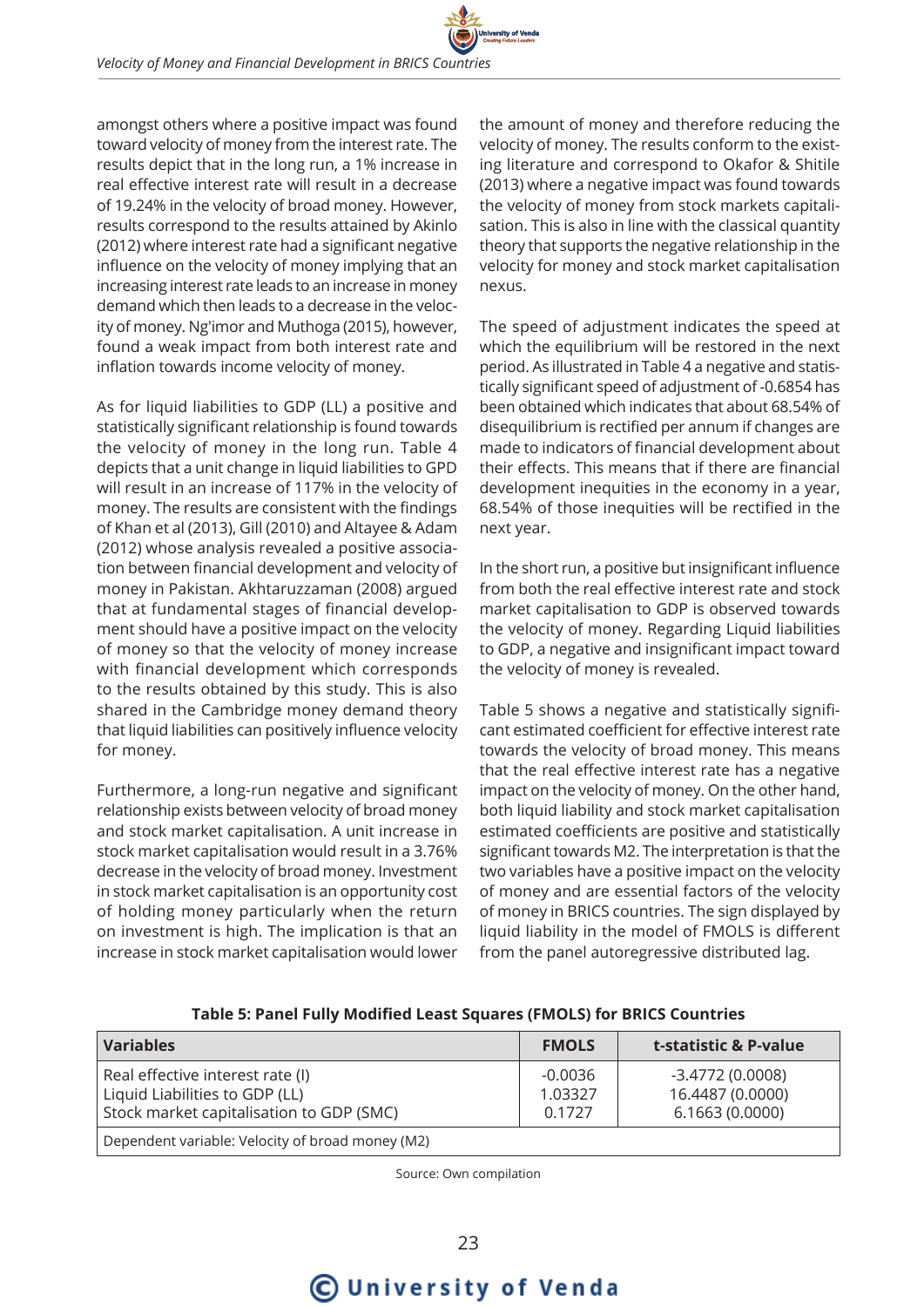amongst others where a positive impact was found toward velocity of money from the interest rate. The results depict that in the long run, a 1% increase in real effective interest rate will result in a decrease of 19.24% in the velocity of broad money. However, results correspond to the results attained by Akinlo (2012) where interest rate had a significant negative influence on the velocity of money implying that an increasing interest rate leads to an increase in money demand which then leads to a decrease in the velocity of money. Ng'imor and Muthoga (2015), however, found a weak impact from both interest rate and inflation towards income velocity of money.

As for liquid liabilities to GDP (LL) a positive and statistically significant relationship is found towards the velocity of money in the long run. Table 4 depicts that a unit change in liquid liabilities to GPD will result in an increase of 117% in the velocity of money. The results are consistent with the findings of Khan et al (2013), Gill (2010) and Altayee & Adam (2012) whose analysis revealed a positive association between financial development and velocity of money in Pakistan. Akhtaruzzaman (2008) argued that at fundamental stages of financial development should have a positive impact on the velocity of money so that the velocity of money increase with financial development which corresponds to the results obtained by this study. This is also shared in the Cambridge money demand theory that liquid liabilities can positively influence velocity for money.

Furthermore, a long-run negative and significant relationship exists between velocity of broad money and stock market capitalisation. A unit increase in stock market capitalisation would result in a 3.76% decrease in the velocity of broad money. Investment in stock market capitalisation is an opportunity cost of holding money particularly when the return on investment is high. The implication is that an increase in stock market capitalisation would lower the amount of money and therefore reducing the velocity of money. The results conform to the existing literature and correspond to Okafor & Shitile (2013) where a negative impact was found towards the velocity of money from stock markets capitalisation. This is also in line with the classical quantity theory that supports the negative relationship in the velocity for money and stock market capitalisation nexus.

The speed of adjustment indicates the speed at which the equilibrium will be restored in the next period. As illustrated in Table 4 a negative and statistically significant speed of adjustment of -0.6854 has been obtained which indicates that about 68.54% of disequilibrium is rectified per annum if changes are made to indicators of financial development about their effects. This means that if there are financial development inequities in the economy in a year, 68.54% of those inequities will be rectified in the next year.

In the short run, a positive but insignificant influence from both the real effective interest rate and stock market capitalisation to GDP is observed towards the velocity of money. Regarding Liquid liabilities to GDP, a negative and insignificant impact toward the velocity of money is revealed.

Table 5 shows a negative and statistically significant estimated coefficient for effective interest rate towards the velocity of broad money. This means that the real effective interest rate has a negative impact on the velocity of money. On the other hand, both liquid liability and stock market capitalisation estimated coefficients are positive and statistically significant towards M2. The interpretation is that the two variables have a positive impact on the velocity of money and are essential factors of the velocity of money in BRICS countries. The sign displayed by liquid liability in the model of FMOLS is different from the panel autoregressive distributed lag.

**Table 5: Panel Fully Modified Least Squares (FMOLS) for BRICS Countries**

| Variables | FMOLS | t-statistic & P-value |
|---|---|---|
| Real effective interest rate (I) | -0.0036 | -3.4772 (0.0008) |
| Liquid Liabilities to GDP (LL) | 1.03327 | 16.4487 (0.0000) |
| Stock market capitalisation to GDP (SMC) | 0.1727 | 6.1663 (0.0000) |
| Dependent variable: Velocity of broad money (M2) | | |

Source: Own compilation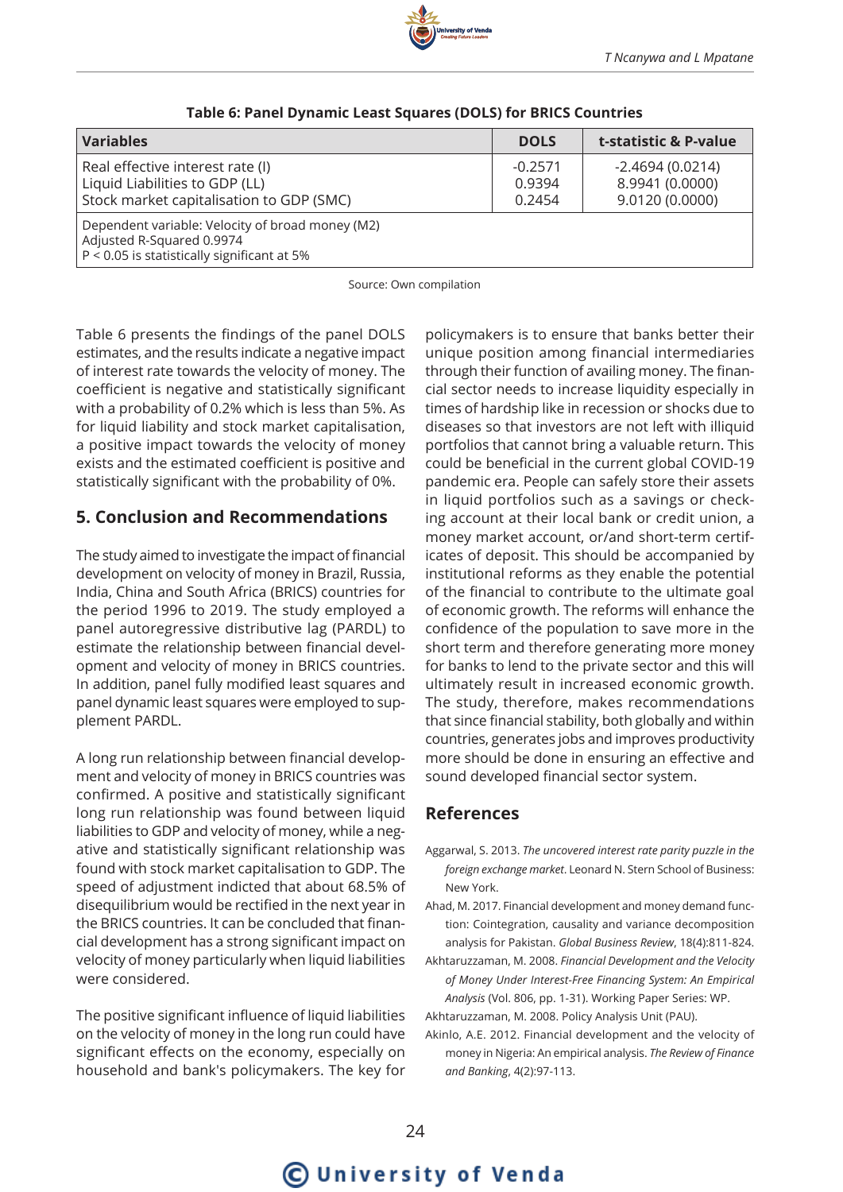**Table 6: Panel Dynamic Least Squares (DOLS) for BRICS Countries**

| Variables | DOLS | t-statistic & P-value |
|---|---|---|
| Real effective interest rate (I) | -0.2571 | -2.4694 (0.0214) |
| Liquid Liabilities to GDP (LL) | 0.9394 | 8.9941 (0.0000) |
| Stock market capitalisation to GDP (SMC) | 0.2454 | 9.0120 (0.0000) |
| Dependent variable: Velocity of broad money (M2) Adjusted R-Squared 0.9974 P < 0.05 is statistically significant at 5% | | |

Source: Own compilation

Table 6 presents the findings of the panel DOLS estimates, and the results indicate a negative impact of interest rate towards the velocity of money. The coefficient is negative and statistically significant with a probability of 0.2% which is less than 5%. As for liquid liability and stock market capitalisation, a positive impact towards the velocity of money exists and the estimated coefficient is positive and statistically significant with the probability of 0%.

## 5. Conclusion and Recommendations

The study aimed to investigate the impact of financial development on velocity of money in Brazil, Russia, India, China and South Africa (BRICS) countries for the period 1996 to 2019. The study employed a panel autoregressive distributive lag (PARDL) to estimate the relationship between financial development and velocity of money in BRICS countries. In addition, panel fully modified least squares and panel dynamic least squares were employed to supplement PARDL.

A long run relationship between financial development and velocity of money in BRICS countries was confirmed. A positive and statistically significant long run relationship was found between liquid liabilities to GDP and velocity of money, while a negative and statistically significant relationship was found with stock market capitalisation to GDP. The speed of adjustment indicted that about 68.5% of disequilibrium would be rectified in the next year in the BRICS countries. It can be concluded that financial development has a strong significant impact on velocity of money particularly when liquid liabilities were considered.

The positive significant influence of liquid liabilities on the velocity of money in the long run could have significant effects on the economy, especially on household and bank's policymakers. The key for policymakers is to ensure that banks better their unique position among financial intermediaries through their function of availing money. The financial sector needs to increase liquidity especially in times of hardship like in recession or shocks due to diseases so that investors are not left with illiquid portfolios that cannot bring a valuable return. This could be beneficial in the current global COVID-19 pandemic era. People can safely store their assets in liquid portfolios such as a savings or checking account at their local bank or credit union, a money market account, or/and short-term certificates of deposit. This should be accompanied by institutional reforms as they enable the potential of the financial to contribute to the ultimate goal of economic growth. The reforms will enhance the confidence of the population to save more in the short term and therefore generating more money for banks to lend to the private sector and this will ultimately result in increased economic growth. The study, therefore, makes recommendations that since financial stability, both globally and within countries, generates jobs and improves productivity more should be done in ensuring an effective and sound developed financial sector system.

## References

Aggarwal, S. 2013. *The uncovered interest rate parity puzzle in the foreign exchange market*. Leonard N. Stern School of Business: New York.

Ahad, M. 2017. Financial development and money demand function: Cointegration, causality and variance decomposition analysis for Pakistan. *Global Business Review*, 18(4):811-824.

Akhtaruzzaman, M. 2008. *Financial Development and the Velocity of Money Under Interest-Free Financing System: An Empirical Analysis* (Vol. 806, pp. 1-31). Working Paper Series: WP.

Akhtaruzzaman, M. 2008. Policy Analysis Unit (PAU).

Akinlo, A.E. 2012. Financial development and the velocity of money in Nigeria: An empirical analysis. *The Review of Finance and Banking*, 4(2):97-113.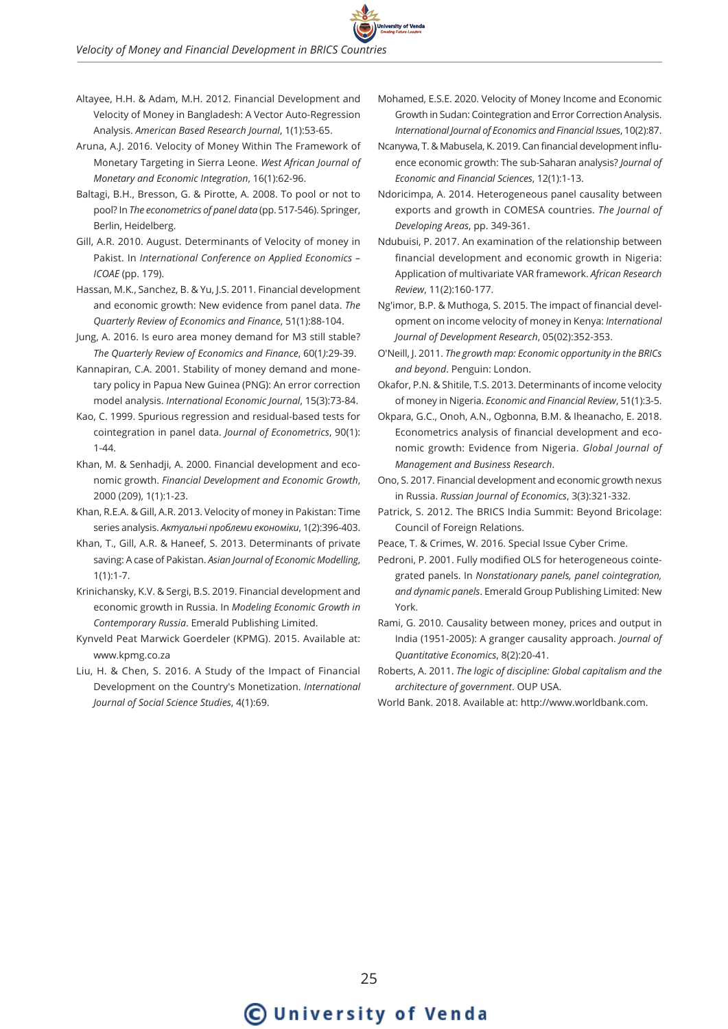Altayee, H.H. & Adam, M.H. 2012. Financial Development and Velocity of Money in Bangladesh: A Vector Auto-Regression Analysis. *American Based Research Journal*, 1(1):53-65.

Aruna, A.J. 2016. Velocity of Money Within The Framework of Monetary Targeting in Sierra Leone. *West African Journal of Monetary and Economic Integration*, 16(1):62-96.

Baltagi, B.H., Bresson, G. & Pirotte, A. 2008. To pool or not to pool? In *The econometrics of panel data* (pp. 517-546). Springer, Berlin, Heidelberg.

Gill, A.R. 2010. August. Determinants of Velocity of money in Pakist. In *International Conference on Applied Economics – ICOAE* (pp. 179).

Hassan, M.K., Sanchez, B. & Yu, J.S. 2011. Financial development and economic growth: New evidence from panel data. *The Quarterly Review of Economics and Finance*, 51(1):88-104.

Jung, A. 2016. Is euro area money demand for M3 still stable? *The Quarterly Review of Economics and Finance*, 60(1):29-39.

Kannapiran, C.A. 2001. Stability of money demand and monetary policy in Papua New Guinea (PNG): An error correction model analysis. *International Economic Journal*, 15(3):73-84.

Kao, C. 1999. Spurious regression and residual-based tests for cointegration in panel data. *Journal of Econometrics*, 90(1):1-44.

Khan, M. & Senhadji, A. 2000. Financial development and economic growth. *Financial Development and Economic Growth*, 2000 (209), 1(1):1-23.

Khan, R.E.A. & Gill, A.R. 2013. Velocity of money in Pakistan: Time series analysis. *Актуальні проблеми економіки*, 1(2):396-403.

Khan, T., Gill, A.R. & Haneef, S. 2013. Determinants of private saving: A case of Pakistan. *Asian Journal of Economic Modelling*, 1(1):1-7.

Krinichansky, K.V. & Sergi, B.S. 2019. Financial development and economic growth in Russia. In *Modeling Economic Growth in Contemporary Russia*. Emerald Publishing Limited.

Kynveld Peat Marwick Goerdeler (KPMG). 2015. Available at: www.kpmg.co.za

Liu, H. & Chen, S. 2016. A Study of the Impact of Financial Development on the Country's Monetization. *International Journal of Social Science Studies*, 4(1):69.

Mohamed, E.S.E. 2020. Velocity of Money Income and Economic Growth in Sudan: Cointegration and Error Correction Analysis. *International Journal of Economics and Financial Issues*, 10(2):87.

Ncanywa, T. & Mabusela, K. 2019. Can financial development influence economic growth: The sub-Saharan analysis? *Journal of Economic and Financial Sciences*, 12(1):1-13.

Ndoricimpa, A. 2014. Heterogeneous panel causality between exports and growth in COMESA countries. *The Journal of Developing Areas*, pp. 349-361.

Ndubuisi, P. 2017. An examination of the relationship between financial development and economic growth in Nigeria: Application of multivariate VAR framework. *African Research Review*, 11(2):160-177.

Ng'imor, B.P. & Muthoga, S. 2015. The impact of financial development on income velocity of money in Kenya: *International Journal of Development Research*, 05(02):352-353.

O'Neill, J. 2011. *The growth map: Economic opportunity in the BRICs and beyond*. Penguin: London.

Okafor, P.N. & Shitile, T.S. 2013. Determinants of income velocity of money in Nigeria. *Economic and Financial Review*, 51(1):3-5.

Okpara, G.C., Onoh, A.N., Ogbonna, B.M. & Iheanacho, E. 2018. Econometrics analysis of financial development and economic growth: Evidence from Nigeria. *Global Journal of Management and Business Research*.

Ono, S. 2017. Financial development and economic growth nexus in Russia. *Russian Journal of Economics*, 3(3):321-332.

Patrick, S. 2012. The BRICS India Summit: Beyond Bricolage: Council of Foreign Relations.

Peace, T. & Crimes, W. 2016. Special Issue Cyber Crime.

Pedroni, P. 2001. Fully modified OLS for heterogeneous cointegrated panels. In *Nonstationary panels, panel cointegration, and dynamic panels*. Emerald Group Publishing Limited: New York.

Rami, G. 2010. Causality between money, prices and output in India (1951-2005): A granger causality approach. *Journal of Quantitative Economics*, 8(2):20-41.

Roberts, A. 2011. *The logic of discipline: Global capitalism and the architecture of government*. OUP USA.

World Bank. 2018. Available at: http://www.worldbank.com.